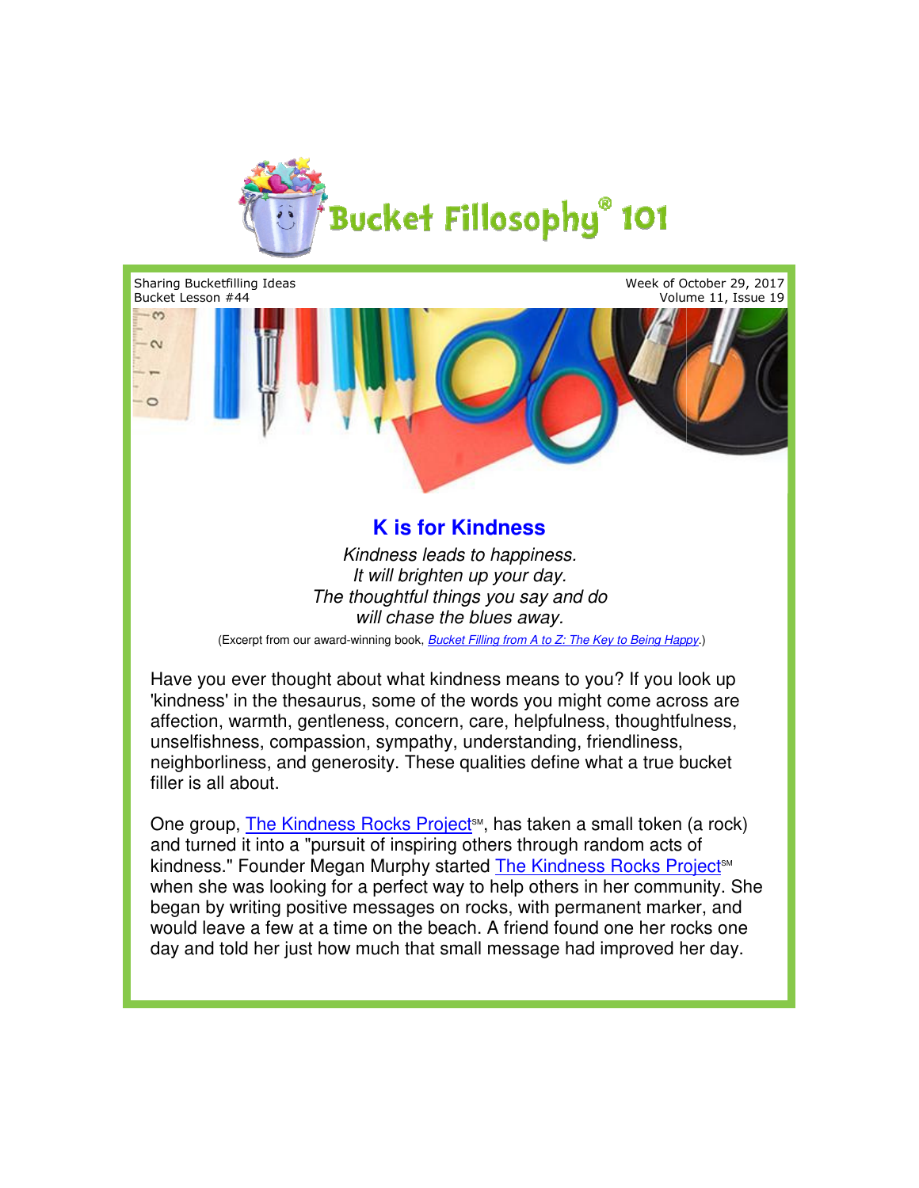# Bucket Fillosophy® 101

Sharing Bucketfilling Ideas
Bucket Lesson #44

Week of October 29, 2017
Volume 11, Issue 19

## K is for Kindness

*Kindness leads to happiness.*
*It will brighten up your day.*
*The thoughtful things you say and do*
*will chase the blues away.*

(Excerpt from our award-winning book, *Bucket Filling from A to Z: The Key to Being Happy*.)

Have you ever thought about what kindness means to you? If you look up 'kindness' in the thesaurus, some of the words you might come across are affection, warmth, gentleness, concern, care, helpfulness, thoughtfulness, unselfishness, compassion, sympathy, understanding, friendliness, neighborliness, and generosity. These qualities define what a true bucket filler is all about.

One group, The Kindness Rocks Project℠, has taken a small token (a rock) and turned it into a "pursuit of inspiring others through random acts of kindness." Founder Megan Murphy started The Kindness Rocks Project℠ when she was looking for a perfect way to help others in her community. She began by writing positive messages on rocks, with permanent marker, and would leave a few at a time on the beach. A friend found one her rocks one day and told her just how much that small message had improved her day.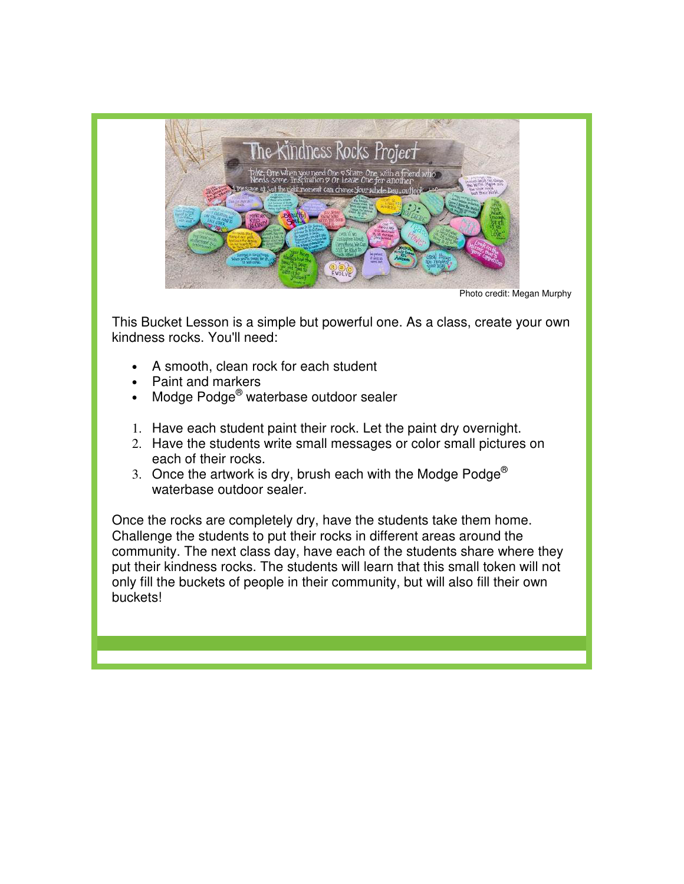Photo credit: Megan Murphy

This Bucket Lesson is a simple but powerful one. As a class, create your own kindness rocks. You'll need:

- A smooth, clean rock for each student
- Paint and markers
- Modge Podge® waterbase outdoor sealer

1. Have each student paint their rock. Let the paint dry overnight.
2. Have the students write small messages or color small pictures on each of their rocks.
3. Once the artwork is dry, brush each with the Modge Podge® waterbase outdoor sealer.

Once the rocks are completely dry, have the students take them home. Challenge the students to put their rocks in different areas around the community. The next class day, have each of the students share where they put their kindness rocks. The students will learn that this small token will not only fill the buckets of people in their community, but will also fill their own buckets!